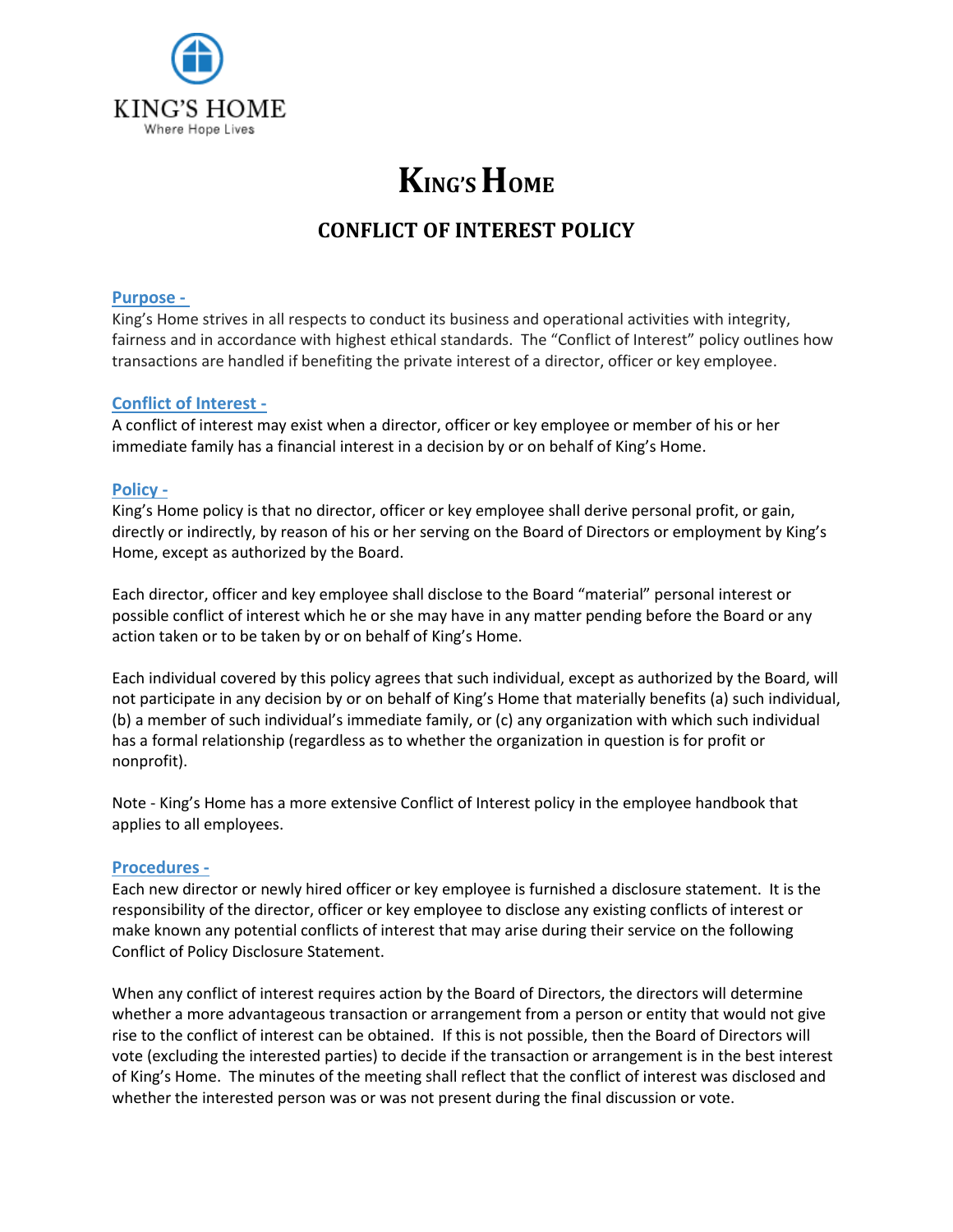KING'S HOME
Where Hope Lives

# King's Home

## CONFLICT OF INTEREST POLICY

### Purpose -

King's Home strives in all respects to conduct its business and operational activities with integrity, fairness and in accordance with highest ethical standards. The "Conflict of Interest" policy outlines how transactions are handled if benefiting the private interest of a director, officer or key employee.

### Conflict of Interest -

A conflict of interest may exist when a director, officer or key employee or member of his or her immediate family has a financial interest in a decision by or on behalf of King's Home.

### Policy -

King's Home policy is that no director, officer or key employee shall derive personal profit, or gain, directly or indirectly, by reason of his or her serving on the Board of Directors or employment by King's Home, except as authorized by the Board.

Each director, officer and key employee shall disclose to the Board "material" personal interest or possible conflict of interest which he or she may have in any matter pending before the Board or any action taken or to be taken by or on behalf of King's Home.

Each individual covered by this policy agrees that such individual, except as authorized by the Board, will not participate in any decision by or on behalf of King's Home that materially benefits (a) such individual, (b) a member of such individual's immediate family, or (c) any organization with which such individual has a formal relationship (regardless as to whether the organization in question is for profit or nonprofit).

Note - King's Home has a more extensive Conflict of Interest policy in the employee handbook that applies to all employees.

### Procedures -

Each new director or newly hired officer or key employee is furnished a disclosure statement. It is the responsibility of the director, officer or key employee to disclose any existing conflicts of interest or make known any potential conflicts of interest that may arise during their service on the following Conflict of Policy Disclosure Statement.

When any conflict of interest requires action by the Board of Directors, the directors will determine whether a more advantageous transaction or arrangement from a person or entity that would not give rise to the conflict of interest can be obtained. If this is not possible, then the Board of Directors will vote (excluding the interested parties) to decide if the transaction or arrangement is in the best interest of King's Home. The minutes of the meeting shall reflect that the conflict of interest was disclosed and whether the interested person was or was not present during the final discussion or vote.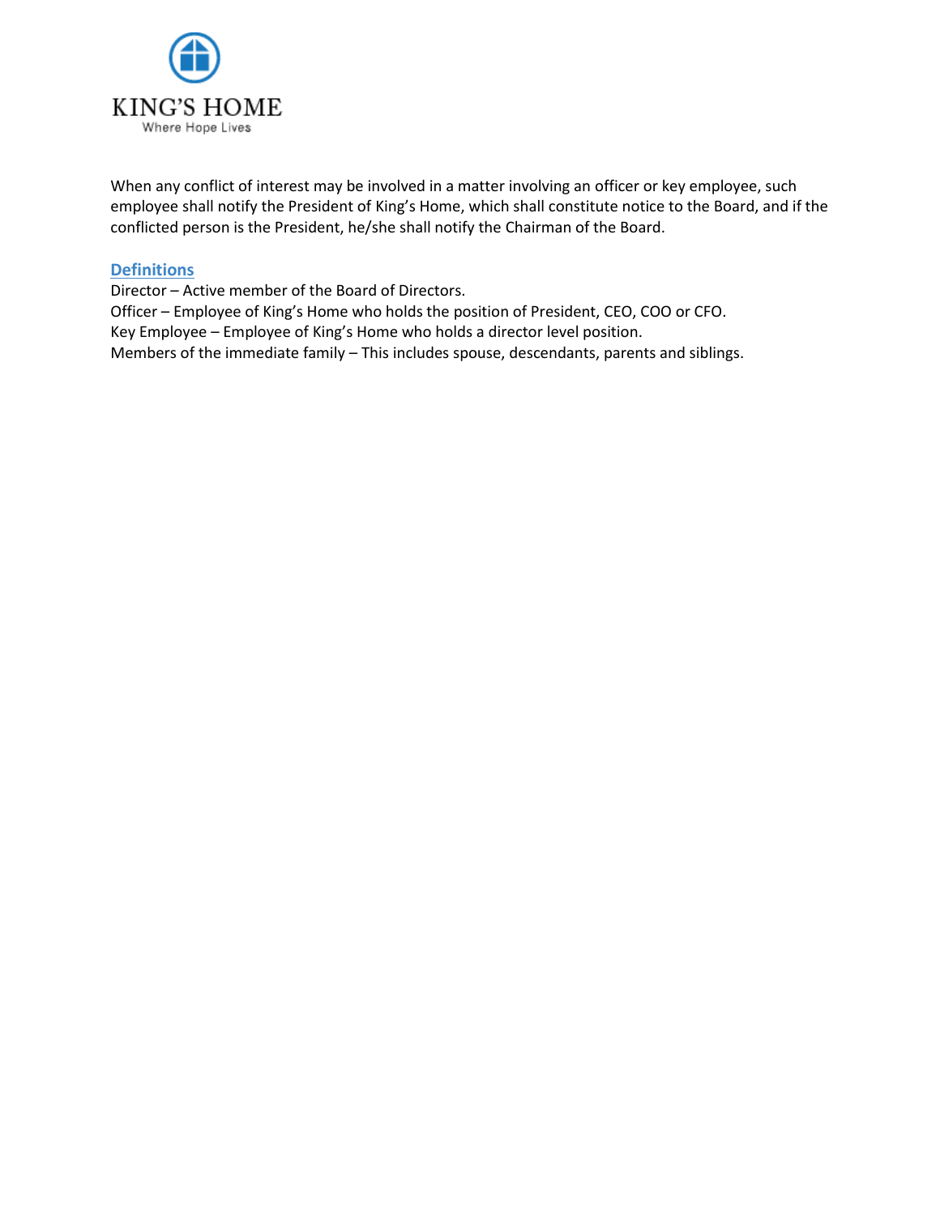When any conflict of interest may be involved in a matter involving an officer or key employee, such employee shall notify the President of King's Home, which shall constitute notice to the Board, and if the conflicted person is the President, he/she shall notify the Chairman of the Board.

## Definitions

Director – Active member of the Board of Directors.
Officer – Employee of King's Home who holds the position of President, CEO, COO or CFO.
Key Employee – Employee of King's Home who holds a director level position.
Members of the immediate family – This includes spouse, descendants, parents and siblings.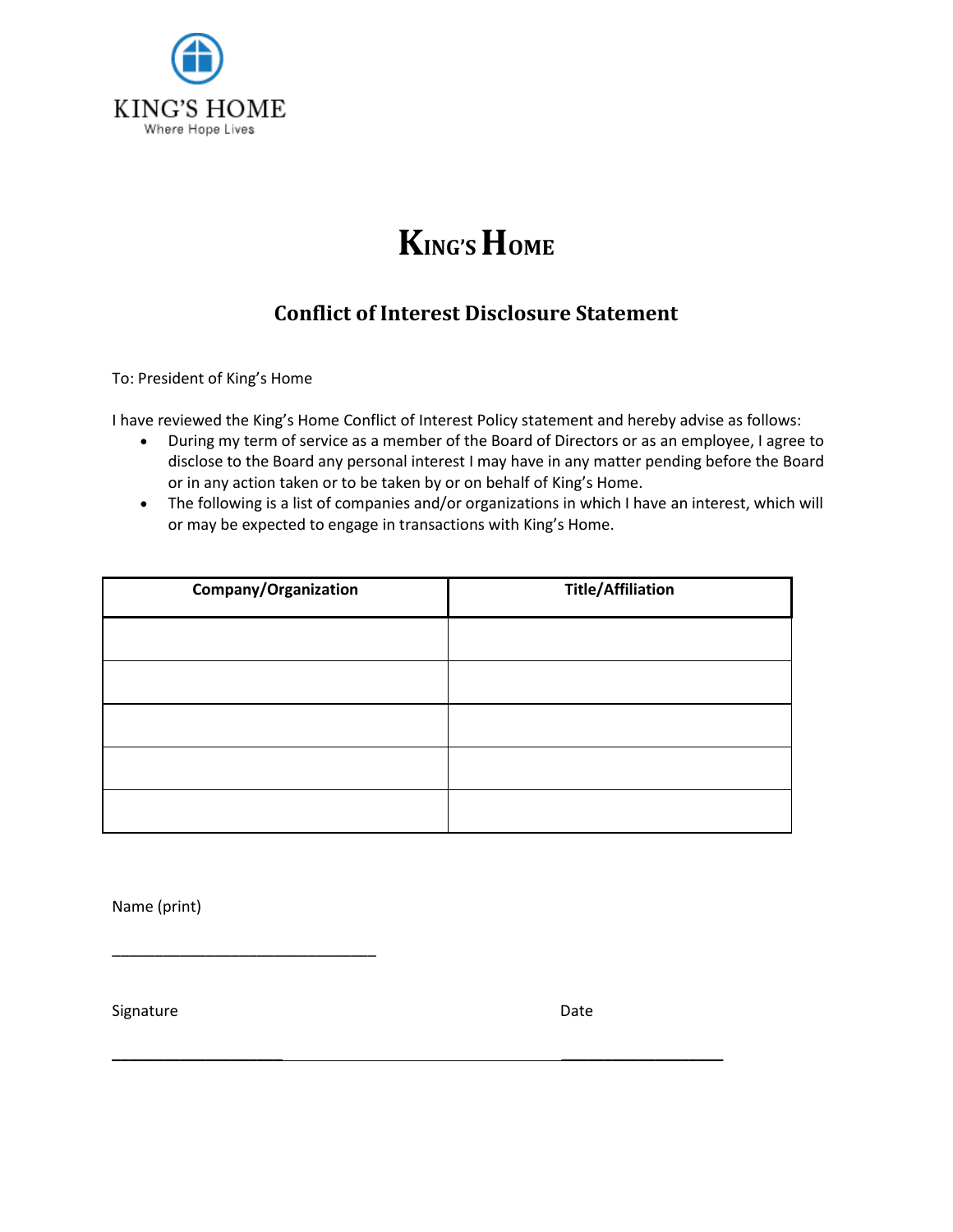KING'S HOME
Where Hope Lives

# King's Home

## Conflict of Interest Disclosure Statement

To: President of King's Home

I have reviewed the King's Home Conflict of Interest Policy statement and hereby advise as follows:

- During my term of service as a member of the Board of Directors or as an employee, I agree to disclose to the Board any personal interest I may have in any matter pending before the Board or in any action taken or to be taken by or on behalf of King's Home.
- The following is a list of companies and/or organizations in which I have an interest, which will or may be expected to engage in transactions with King's Home.

| Company/Organization | Title/Affiliation |
|---|---|
| | |
| | |
| | |
| | |
| | |

Name (print)

________________________________

Signature                                                                                   Date

____________________                                                                  ____________________